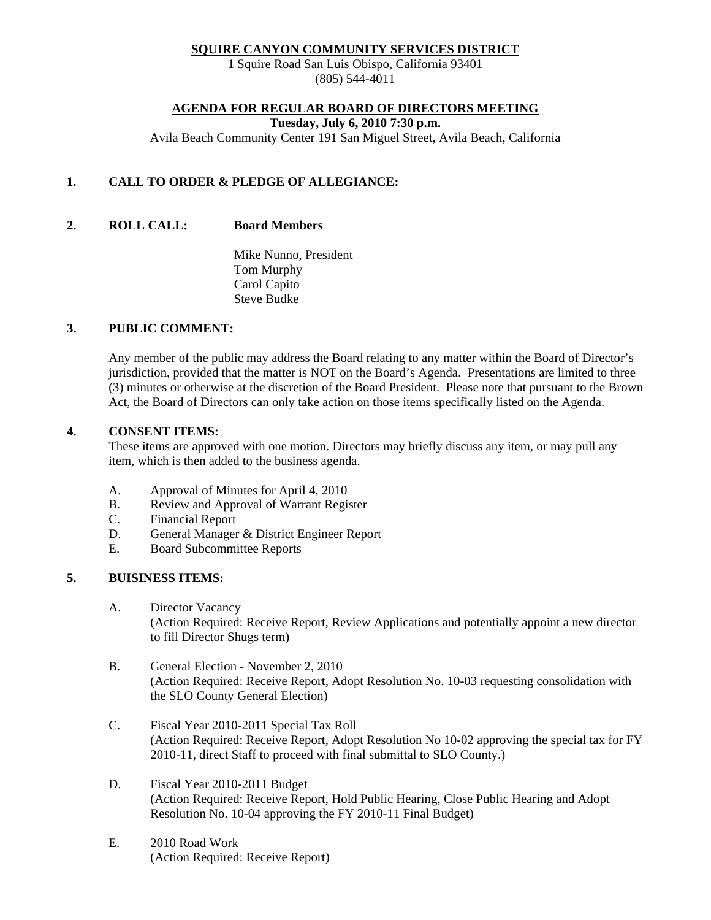# SQUIRE CANYON COMMUNITY SERVICES DISTRICT

1 Squire Road San Luis Obispo, California 93401
(805) 544-4011

## AGENDA FOR REGULAR BOARD OF DIRECTORS MEETING

**Tuesday, July 6, 2010 7:30 p.m.**

Avila Beach Community Center 191 San Miguel Street, Avila Beach, California

**1. CALL TO ORDER & PLEDGE OF ALLEGIANCE:**

**2. ROLL CALL: Board Members**

Mike Nunno, President
Tom Murphy
Carol Capito
Steve Budke

**3. PUBLIC COMMENT:**

Any member of the public may address the Board relating to any matter within the Board of Director's jurisdiction, provided that the matter is NOT on the Board's Agenda. Presentations are limited to three (3) minutes or otherwise at the discretion of the Board President. Please note that pursuant to the Brown Act, the Board of Directors can only take action on those items specifically listed on the Agenda.

**4. CONSENT ITEMS:**

These items are approved with one motion. Directors may briefly discuss any item, or may pull any item, which is then added to the business agenda.

A. Approval of Minutes for April 4, 2010
B. Review and Approval of Warrant Register
C. Financial Report
D. General Manager & District Engineer Report
E. Board Subcommittee Reports

**5. BUISINESS ITEMS:**

A. Director Vacancy
(Action Required: Receive Report, Review Applications and potentially appoint a new director to fill Director Shugs term)

B. General Election - November 2, 2010
(Action Required: Receive Report, Adopt Resolution No. 10-03 requesting consolidation with the SLO County General Election)

C. Fiscal Year 2010-2011 Special Tax Roll
(Action Required: Receive Report, Adopt Resolution No 10-02 approving the special tax for FY 2010-11, direct Staff to proceed with final submittal to SLO County.)

D. Fiscal Year 2010-2011 Budget
(Action Required: Receive Report, Hold Public Hearing, Close Public Hearing and Adopt Resolution No. 10-04 approving the FY 2010-11 Final Budget)

E. 2010 Road Work
(Action Required: Receive Report)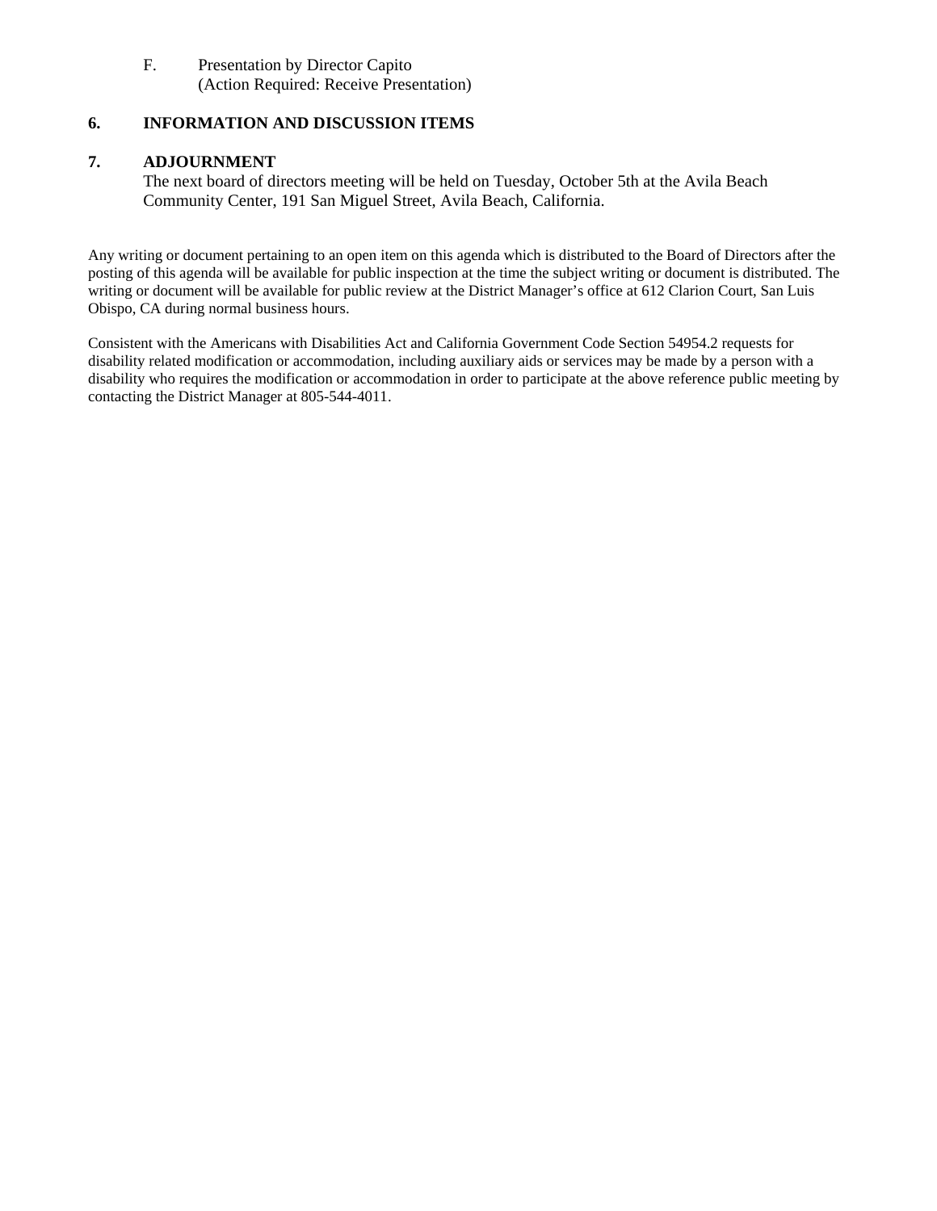F. Presentation by Director Capito
(Action Required: Receive Presentation)

**6. INFORMATION AND DISCUSSION ITEMS**

**7. ADJOURNMENT**

The next board of directors meeting will be held on Tuesday, October 5th at the Avila Beach Community Center, 191 San Miguel Street, Avila Beach, California.

Any writing or document pertaining to an open item on this agenda which is distributed to the Board of Directors after the posting of this agenda will be available for public inspection at the time the subject writing or document is distributed. The writing or document will be available for public review at the District Manager's office at 612 Clarion Court, San Luis Obispo, CA during normal business hours.

Consistent with the Americans with Disabilities Act and California Government Code Section 54954.2 requests for disability related modification or accommodation, including auxiliary aids or services may be made by a person with a disability who requires the modification or accommodation in order to participate at the above reference public meeting by contacting the District Manager at 805-544-4011.